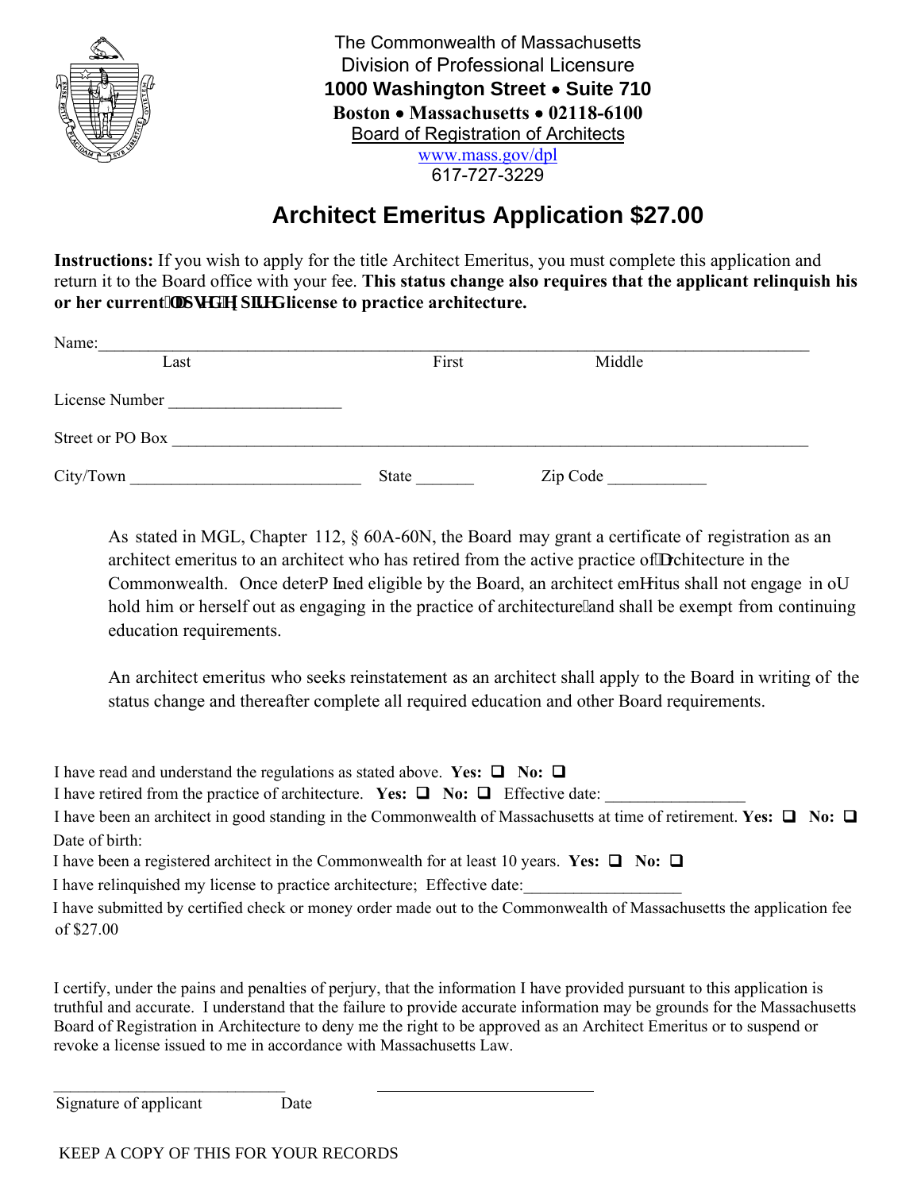The Commonwealth of Massachusetts
Division of Professional Licensure
**1000 Washington Street • Suite 710**
**Boston • Massachusetts • 02118-6100**
Board of Registration of Architects
www.mass.gov/dpl
617-727-3229

# Architect Emeritus Application $27.00

**Instructions:** If you wish to apply for the title Architect Emeritus, you must complete this application and return it to the Board office with your fee. **This status change also requires that the applicant relinquish his or her current lapsed or expired license to practice architecture.**

Name:___________________________________________________________________________
Last First Middle

License Number ____________________

Street or PO Box ___________________________________________________________________

City/Town ___________________________ State _______ Zip Code ___________

As stated in MGL, Chapter 112, § 60A-60N, the Board may grant a certificate of registration as an architect emeritus to an architect who has retired from the active practice of architecture in the Commonwealth. Once determined eligible by the Board, an architect emeritus shall not engage in or hold him or herself out as engaging in the practice of architecture and shall be exempt from continuing education requirements.

An architect emeritus who seeks reinstatement as an architect shall apply to the Board in writing of the status change and thereafter complete all required education and other Board requirements.

I have read and understand the regulations as stated above. **Yes:** ☐ **No:** ☐

I have retired from the practice of architecture. **Yes:** ☐ **No:** ☐ Effective date: ________________

I have been an architect in good standing in the Commonwealth of Massachusetts at time of retirement. **Yes:** ☐ **No:** ☐

Date of birth:

I have been a registered architect in the Commonwealth for at least 10 years. **Yes:** ☐ **No:** ☐

I have relinquished my license to practice architecture; Effective date:__________________

I have submitted by certified check or money order made out to the Commonwealth of Massachusetts the application fee of $27.00

I certify, under the pains and penalties of perjury, that the information I have provided pursuant to this application is truthful and accurate. I understand that the failure to provide accurate information may be grounds for the Massachusetts Board of Registration in Architecture to deny me the right to be approved as an Architect Emeritus or to suspend or revoke a license issued to me in accordance with Massachusetts Law.

____________________________ ___________________________
Signature of applicant Date

KEEP A COPY OF THIS FOR YOUR RECORDS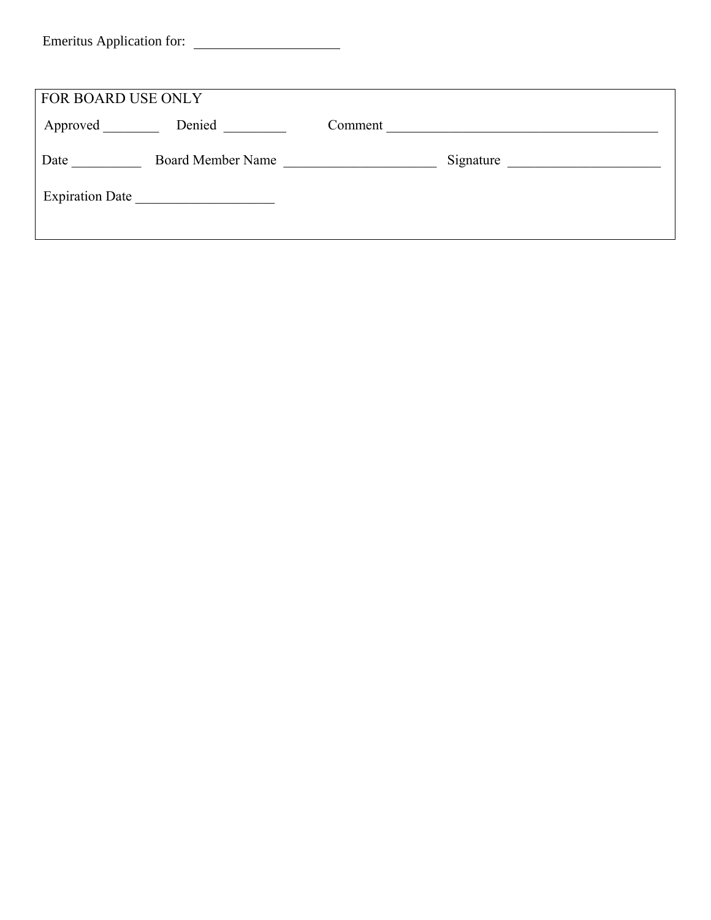Emeritus Application for: ____________________

FOR BOARD USE ONLY

Approved ________ Denied _________ Comment ________________________________________

Date __________ Board Member Name ______________________ Signature ______________________

Expiration Date ___________________